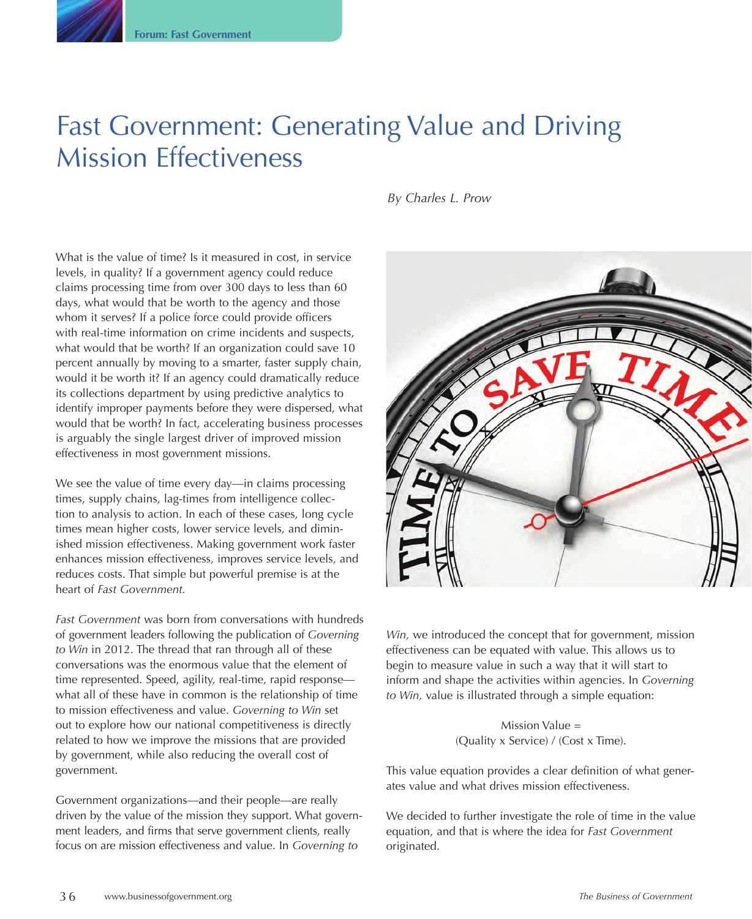# Fast Government: Generating Value and Driving Mission Effectiveness

*By Charles L. Prow*

What is the value of time? Is it measured in cost, in service levels, in quality? If a government agency could reduce claims processing time from over 300 days to less than 60 days, what would that be worth to the agency and those whom it serves? If a police force could provide officers with real-time information on crime incidents and suspects, what would that be worth? If an organization could save 10 percent annually by moving to a smarter, faster supply chain, would it be worth it? If an agency could dramatically reduce its collections department by using predictive analytics to identify improper payments before they were dispersed, what would that be worth? In fact, accelerating business processes is arguably the single largest driver of improved mission effectiveness in most government missions.

We see the value of time every day—in claims processing times, supply chains, lag-times from intelligence collection to analysis to action. In each of these cases, long cycle times mean higher costs, lower service levels, and diminished mission effectiveness. Making government work faster enhances mission effectiveness, improves service levels, and reduces costs. That simple but powerful premise is at the heart of *Fast Government.*

*Fast Government* was born from conversations with hundreds of government leaders following the publication of *Governing to Win* in 2012. The thread that ran through all of these conversations was the enormous value that the element of time represented. Speed, agility, real-time, rapid response—what all of these have in common is the relationship of time to mission effectiveness and value. *Governing to Win* set out to explore how our national competitiveness is directly related to how we improve the missions that are provided by government, while also reducing the overall cost of government.

Government organizations—and their people—are really driven by the value of the mission they support. What government leaders, and firms that serve government clients, really focus on are mission effectiveness and value. In *Governing to Win,* we introduced the concept that for government, mission effectiveness can be equated with value. This allows us to begin to measure value in such a way that it will start to inform and shape the activities within agencies. In *Governing to Win,* value is illustrated through a simple equation:

$$\text{Mission Value} = (\text{Quality} \times \text{Service}) / (\text{Cost} \times \text{Time}).$$

This value equation provides a clear definition of what generates value and what drives mission effectiveness.

We decided to further investigate the role of time in the value equation, and that is where the idea for *Fast Government* originated.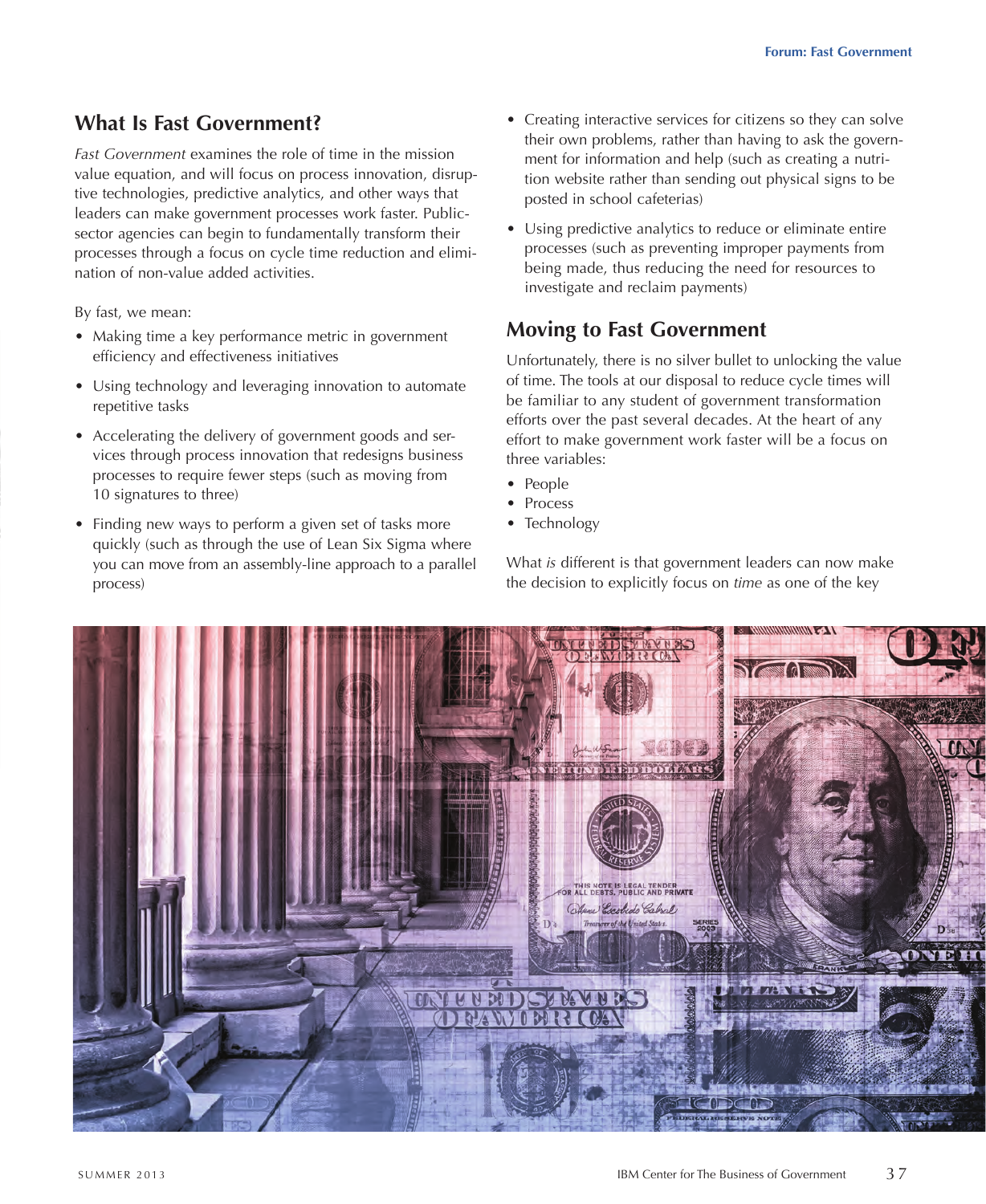## What Is Fast Government?

*Fast Government* examines the role of time in the mission value equation, and will focus on process innovation, disruptive technologies, predictive analytics, and other ways that leaders can make government processes work faster. Public-sector agencies can begin to fundamentally transform their processes through a focus on cycle time reduction and elimination of non-value added activities.

By fast, we mean:

- Making time a key performance metric in government efficiency and effectiveness initiatives
- Using technology and leveraging innovation to automate repetitive tasks
- Accelerating the delivery of government goods and services through process innovation that redesigns business processes to require fewer steps (such as moving from 10 signatures to three)
- Finding new ways to perform a given set of tasks more quickly (such as through the use of Lean Six Sigma where you can move from an assembly-line approach to a parallel process)
- Creating interactive services for citizens so they can solve their own problems, rather than having to ask the government for information and help (such as creating a nutrition website rather than sending out physical signs to be posted in school cafeterias)
- Using predictive analytics to reduce or eliminate entire processes (such as preventing improper payments from being made, thus reducing the need for resources to investigate and reclaim payments)

## Moving to Fast Government

Unfortunately, there is no silver bullet to unlocking the value of time. The tools at our disposal to reduce cycle times will be familiar to any student of government transformation efforts over the past several decades. At the heart of any effort to make government work faster will be a focus on three variables:

- People
- Process
- Technology

What *is* different is that government leaders can now make the decision to explicitly focus on *time* as one of the key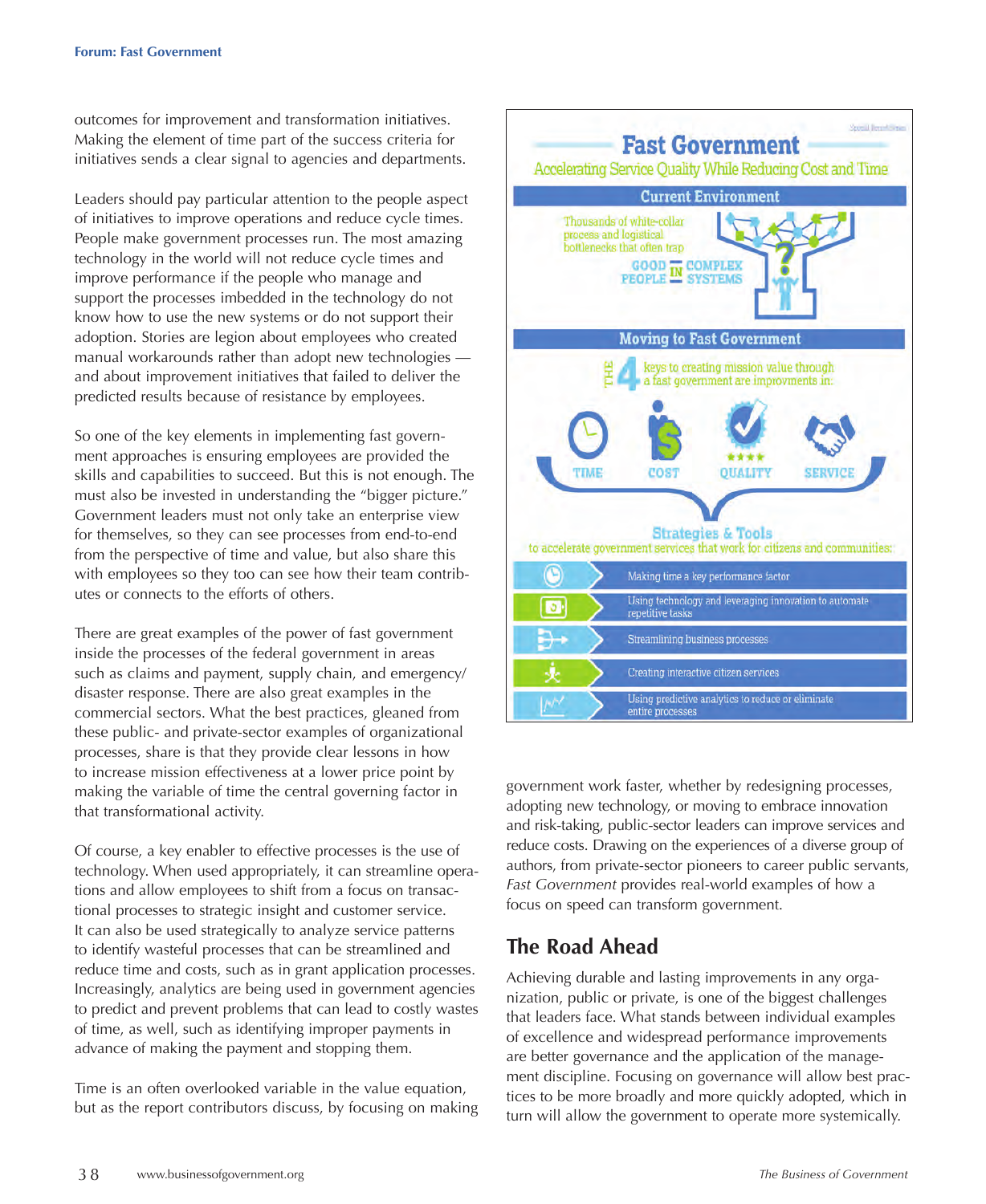outcomes for improvement and transformation initiatives. Making the element of time part of the success criteria for initiatives sends a clear signal to agencies and departments.

Leaders should pay particular attention to the people aspect of initiatives to improve operations and reduce cycle times. People make government processes run. The most amazing technology in the world will not reduce cycle times and improve performance if the people who manage and support the processes imbedded in the technology do not know how to use the new systems or do not support their adoption. Stories are legion about employees who created manual workarounds rather than adopt new technologies — and about improvement initiatives that failed to deliver the predicted results because of resistance by employees.

So one of the key elements in implementing fast government approaches is ensuring employees are provided the skills and capabilities to succeed. But this is not enough. The must also be invested in understanding the "bigger picture." Government leaders must not only take an enterprise view for themselves, so they can see processes from end-to-end from the perspective of time and value, but also share this with employees so they too can see how their team contributes or connects to the efforts of others.

There are great examples of the power of fast government inside the processes of the federal government in areas such as claims and payment, supply chain, and emergency/disaster response. There are also great examples in the commercial sectors. What the best practices, gleaned from these public- and private-sector examples of organizational processes, share is that they provide clear lessons in how to increase mission effectiveness at a lower price point by making the variable of time the central governing factor in that transformational activity.

Of course, a key enabler to effective processes is the use of technology. When used appropriately, it can streamline operations and allow employees to shift from a focus on transactional processes to strategic insight and customer service. It can also be used strategically to analyze service patterns to identify wasteful processes that can be streamlined and reduce time and costs, such as in grant application processes. Increasingly, analytics are being used in government agencies to predict and prevent problems that can lead to costly wastes of time, as well, such as identifying improper payments in advance of making the payment and stopping them.

Time is an often overlooked variable in the value equation, but as the report contributors discuss, by focusing on making government work faster, whether by redesigning processes, adopting new technology, or moving to embrace innovation and risk-taking, public-sector leaders can improve services and reduce costs. Drawing on the experiences of a diverse group of authors, from private-sector pioneers to career public servants, *Fast Government* provides real-world examples of how a focus on speed can transform government.

**Fast Government**
Accelerating Service Quality While Reducing Cost and Time

**Current Environment**

Thousands of white-collar process and logistical bottlenecks that often trap GOOD PEOPLE IN COMPLEX SYSTEMS

**Moving to Fast Government**

THE 4 keys to creating mission value through a fast government are improvments in:

TIME — COST — QUALITY — SERVICE

**Strategies & Tools** to accelerate government services that work for citizens and communities:

- Making time a key performance factor
- Using technology and leveraging innovation to automate repetitive tasks
- Streamlining business processes
- Creating interactive citizen services
- Using predictive analytics to reduce or eliminate entire processes

## The Road Ahead

Achieving durable and lasting improvements in any organization, public or private, is one of the biggest challenges that leaders face. What stands between individual examples of excellence and widespread performance improvements are better governance and the application of the management discipline. Focusing on governance will allow best practices to be more broadly and more quickly adopted, which in turn will allow the government to operate more systemically.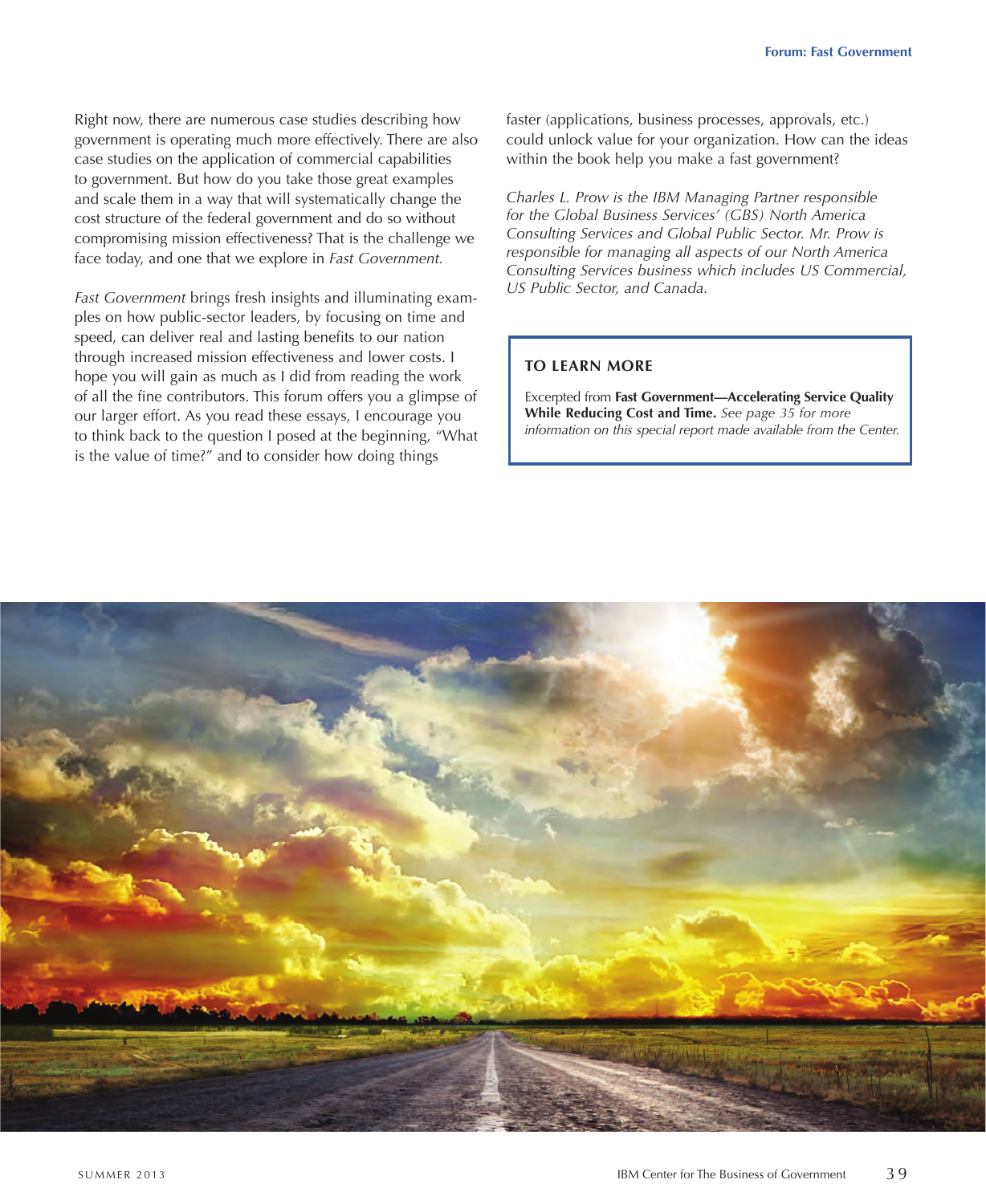Right now, there are numerous case studies describing how government is operating much more effectively. There are also case studies on the application of commercial capabilities to government. But how do you take those great examples and scale them in a way that will systematically change the cost structure of the federal government and do so without compromising mission effectiveness? That is the challenge we face today, and one that we explore in *Fast Government*.

*Fast Government* brings fresh insights and illuminating examples on how public-sector leaders, by focusing on time and speed, can deliver real and lasting benefits to our nation through increased mission effectiveness and lower costs. I hope you will gain as much as I did from reading the work of all the fine contributors. This forum offers you a glimpse of our larger effort. As you read these essays, I encourage you to think back to the question I posed at the beginning, "What is the value of time?" and to consider how doing things faster (applications, business processes, approvals, etc.) could unlock value for your organization. How can the ideas within the book help you make a fast government?

*Charles L. Prow is the IBM Managing Partner responsible for the Global Business Services' (GBS) North America Consulting Services and Global Public Sector. Mr. Prow is responsible for managing all aspects of our North America Consulting Services business which includes US Commercial, US Public Sector, and Canada.*

**TO LEARN MORE**

Excerpted from **Fast Government—Accelerating Service Quality While Reducing Cost and Time.** *See page 35 for more information on this special report made available from the Center.*